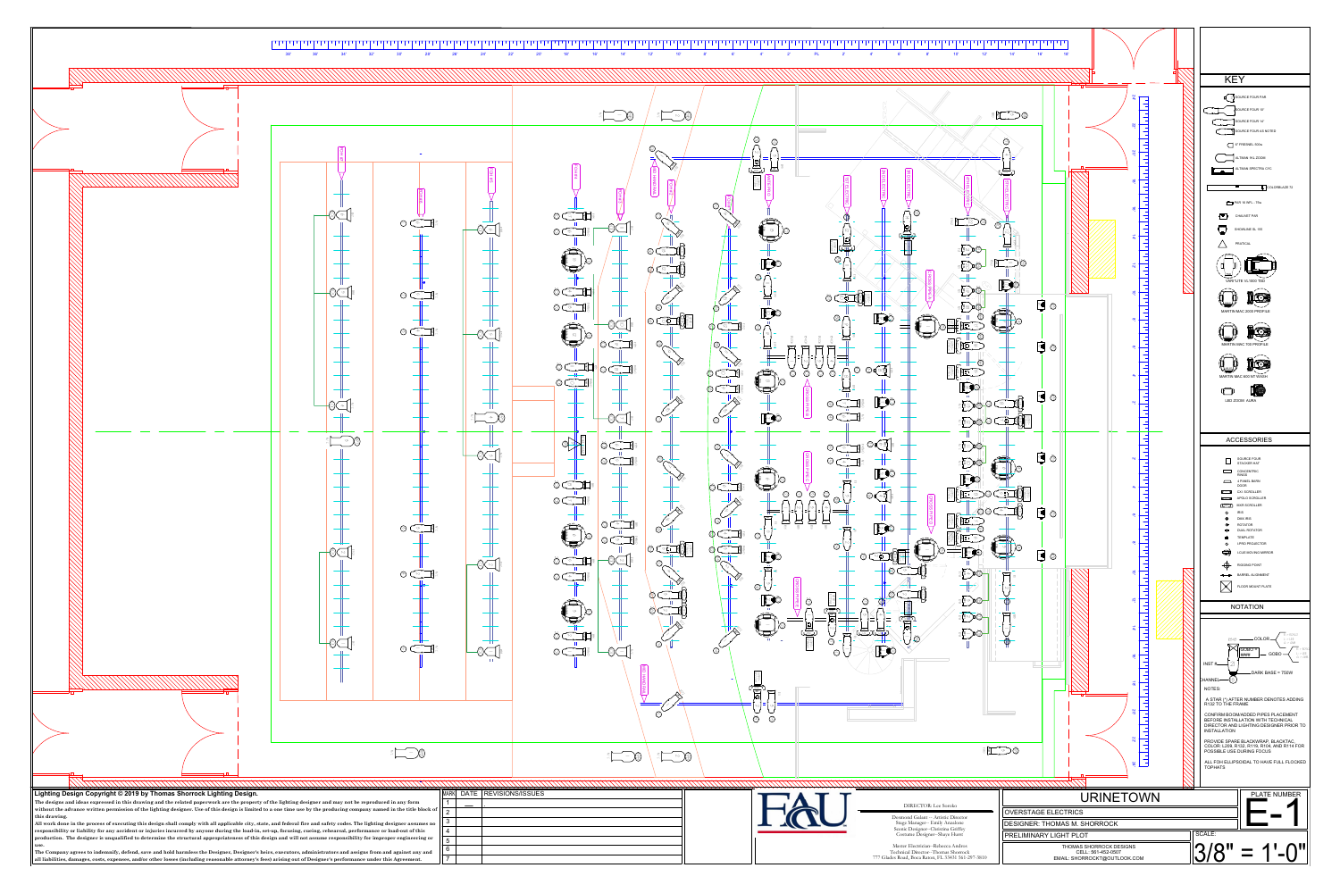## KEY

- SOURCE FOUR PAR
- SOURCE FOUR 19°
- SOURCE FOUR 14°
- SOURCE FOUR AS NOTED
- 6" FRESNEL 500w
- ALTMAN WL ZOOM
- ALTMAN SPECTRA CYC
- COLORBLAZE 72
- PAR 16 NFL - 75w
- CHAUVET PAR
- SHOWLINE SL 100
- PRACTICAL
- VARI*LITE VL1000 TSD
- MARTIN MAC 2000 PROFILE
- MARTIN MAC 700 PROFILE
- MARTIN MAC 600 NT WASH
- LED ZOOM AURA

## ACCESSORIES

- SOURCE FOUR STACKER HAT
- CONCENTRIC RINGS
- 4 PANEL BARN DOOR
- CXI SCROLLER
- APOLLO SCROLLER
- MXR SCROLLER
- IRIS
- DMX IRIS
- ROTATOR
- DUAL ROTATOR
- TEMPLATE
- LPRO PROJECTOR
- LOJO MOVING MIRROR
- RIGGING POINT
- BARREL ALIGNMENT
- FLOOR MOUNT PLATE

## NOTATION

INST #, COLOR, GOBO, CHANNEL, DARK BASE = 750W

NOTES:

A STAR (*) AFTER NUMBER DENOTES ADDING R132 TO THE FRAME

CONFIRM BOOM/ADDED PIPES PLACEMENT BEFORE INSTALLATION WITH TECHNICAL DIRECTOR AND LIGHTING DESIGNER PRIOR TO INSTALLATION

PROVIDE SPARE BLACKWRAP, BLACKTAC, COLOR: L209, R132, R119, R104, AND R114 FOR POSSIBLE USE DURING FOCUS

ALL FOH ELLIPSOIDAL TO HAVE FULL FLOCKED TOPHATS

**Lighting Design Copyright © 2019 by Thomas Shorrock Lighting Design.**

The designs and ideas expressed in this drawing and the related paperwork are the property of the lighting designer and may not be reproduced in any form without the advance written permission of the lighting designer. Use of this design is limited to a one time use by the producing company named in the title block of this drawing.

All work done in the process of executing this design shall comply with all applicable city, state, and federal fire and safety codes. The lighting designer assumes no responsibility or liability for any accident or injuries incurred by anyone during the load-in, set-up, focusing, cueing, rehearsal, performance or load-out of this production. The designer is unqualified to determine the structural appropriateness of this design and will not assume responsibility for improper engineering or use.

The Company agrees to indemnify, defend, save and hold harmless the Designer, Designer's heirs, executors, administrators and assigns from and against any and all liabilities, damages, costs, expenses, and/or other losses (including reasonable attorney's fees) arising out of Designer's performance under this Agreement.

| MARK | DATE | REVISIONS/ISSUES |
|---|---|---|
| 1 | — | |
| 2 | | |
| 3 | | |
| 4 | | |
| 5 | | |
| 6 | | |
| 7 | | |

FAU

DIRECTOR: Lee Soroko

Desmond Gaitan – Artistic Director
Stage Manager– Emily Amadone
Scenic Designer–Christina Griffey
Costume Designer–Shaye Hurst

Master Electrician–Rebecca Andres
Technical Director–Thomas Shorrock
777 Glades Road, Boca Raton, FL 33431 561-297-3810

# URINETOWN

OVERSTAGE ELECTRICS

DESIGNER: THOMAS M. SHORROCK

PRELIMINARY LIGHT PLOT

THOMAS SHORROCK DESIGNS
CELL: 561-452-0507
EMAIL: SHORROCKT@OUTLOOK.COM

PLATE NUMBER: E-1

SCALE: 3/8" = 1'-0"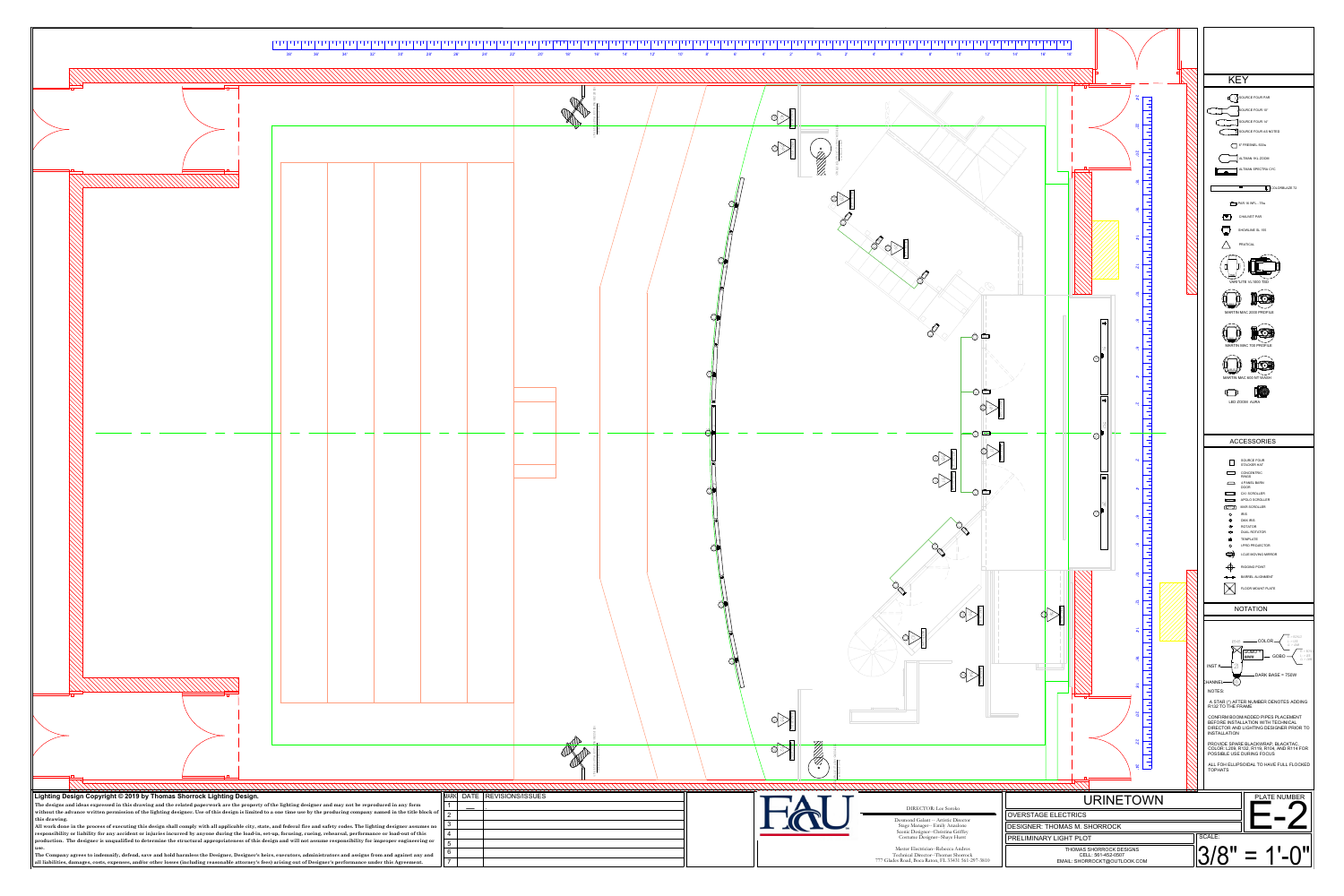## KEY

- SOURCE FOUR PAR
- SOURCE FOUR 19°
- SOURCE FOUR 14°
- SOURCE FOUR AS NOTED
- 6" FRESNEL 500w
- ALTMAN WL ZOOM
- ALTMAN SPECTRA CYC
- COLORBLAZE 72
- PAR 16 MFL - 75w
- CHAUVET PAR
- SHOWLINE SL 100
- PRACTICAL
- VARI*LITE VL1000 TSD
- MARTIN MAC 2000 PROFILE
- MARTIN MAC 700 PROFILE
- MARTIN MAC 600 NT WASH
- LED ZOOM AURA

## ACCESSORIES

- SOURCE FOUR STACKER HAT
- CONCENTRIC RINGS
- 4 PANEL BARN DOOR
- CXI SCROLLER
- APOLLO SCROLLER
- WIDE SCROLLER
- IRIS
- GOBO ROTATOR
- ROTATOR
- DUAL ROTATOR
- TEMPLATE
- LPRO PROJECTOR
- LCUE MOVING MIRROR
- RIGGING POINT
- MARKEL ALIGNMENT
- FLOOR MOUNT PLATE

## NOTATION

- COLOR
- GOBO
- INST #
- CHANNEL
- DARK BASE = 750W

NOTES:

A STAR (*) AFTER NUMBER DENOTES ADDING R132 TO THE FRAME

CONFIRM BOOM/ADDED PIPES PLACEMENT BEFORE INSTALLATION WITH TECHNICAL DIRECTOR AND LIGHTING DESIGNER PRIOR TO INSTALLATION

PROVIDE SPARE BLACKWRAP, BLACKTAC, COLOR: L209, R132, R119, R104, AND R114 FOR POSSIBLE USE DURING FOCUS

ALL FOH ELLIPSOIDAL TO HAVE FULL FLOCKED TOPHATS

**Lighting Design Copyright © 2019 by Thomas Shorrock Lighting Design.**

**The designs and ideas expressed in this drawing and the related paperwork are the property of the lighting designer and may not be reproduced in any form without the advance written permission of the lighting designer. Use of this design is limited to a one time use by the producing company named in the title block of this drawing.**

**All work done in the process of executing this design shall comply with all applicable city, state, and federal fire and safety codes. The lighting designer assumes no responsibility or liability for any accident or injuries incurred by anyone during the load-in, set-up, focusing, cueing, rehearsal, performance or load-out of this production. The designer is unqualified to determine the structural appropriateness of this design and will not assume responsibility for improper engineering or use.**

**The Company agrees to indemnify, defend, save and hold harmless the Designer, Designer's heirs, executors, administrators and assigns from and against any and all liabilities, damages, costs, expenses, and/or other losses (including reasonable attorney's fees) arising out of Designer's performance under this Agreement.**

| MARK | DATE | REVISIONS/ISSUES |
|---|---|---|
| 1 | — | |
| 2 | | |
| 3 | | |
| 4 | | |
| 5 | | |
| 6 | | |
| 7 | | |

FAU

DIRECTOR: Lee Soroko

Desmond Gallant -- Artistic Director
Stage Manager--Emily Anzalone
Scenic Designer--Christina Griffey
Costume Designer--Shaye Hurst

Master Electrician--Rebecca Andres
Technical Director--Thomas Shorrock
777 Glades Road, Boca Raton, FL 33431 561-297-3810

# URINETOWN

OVERSTAGE ELECTRICS

DESIGNER: THOMAS M. SHORROCK

PRELIMINARY LIGHT PLOT

THOMAS SHORROCK DESIGNS
CELL: 561-452-0507
EMAIL: SHORROCKT@OUTLOOK.COM

PLATE NUMBER

**E-2**

SCALE:

3/8" = 1'-0"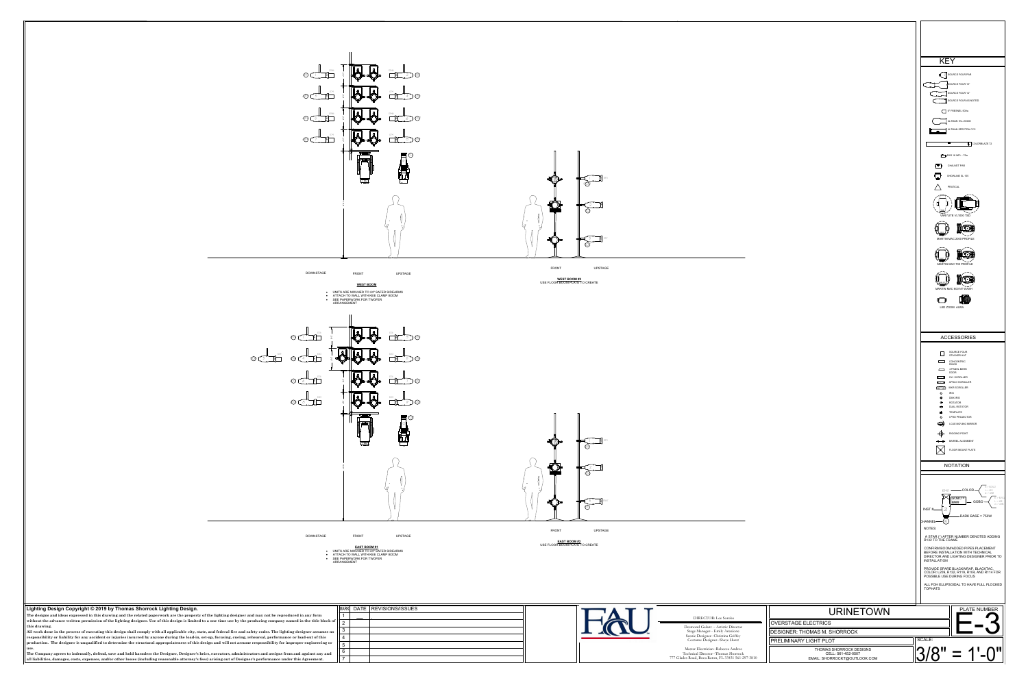DOWNSTAGE FRONT UPSTAGE

**WEST BOOM**

- UNITS ARE MOUNED TO 24" SAFER SIDEARMS
- ATTACH TO WALL WITH KEE CLAMP BOOM
- SEE PAPERWORK FOR TWOFER ARRANGEMENT

FRONT UPSTAGE

**WEST BOOM #2**

USE FLOOR BOOM PLATE TO CREATE

DOWNSTAGE FRONT UPSTAGE

**EAST BOOM #1**

- UNITS ARE MOUNED TO 24" SAFER SIDEARMS
- ATTACH TO WALL WITH KEE CLAMP BOOM
- SEE PAPERWORK FOR TWOFER ARRANGEMENT

FRONT UPSTAGE

**EAST BOOM #2**

USE FLOOR BOOM PLATE TO CREATE

## KEY

- SOURCE FOUR PAR
- SOURCE FOUR 19°
- SOURCE FOUR 14°
- SOURCE FOUR AS NOTED
- 6" FRESNEL 500w
- ALTMAN 3KL ZOOM
- ALTMAN SPECTRA CYC
- COLORBLAZE 72
- PAR 16 MFL - 75w
- CHAUVET PAR
- SHOWLINE SL 100
- PRACTICAL
- VARI*LITE VL1000 TSD
- MARTIN MAC 2000 PROFILE
- MARTIN MAC 700 PROFILE
- MARTIN MAC 600 NT WASH
- LBS ZOOM AURA

## ACCESSORIES

- SOURCE FOUR STACKER HAT
- CONCENTRIC RINGS
- 4 PANEL BARN DOOR
- CXI SCROLLER
- APOLO SCROLLER
- MXR SCROLLER
- IRIS
- DMX IRIS
- ROTATOR
- DUAL ROTATOR
- TEMPLATE
- LPRO PROJECTOR
- LOUD MOVING MIRROR
- RIGGING POINT
- BARREL ALIGNMENT
- FLOOR MOUNT PLATE

## NOTATION

COLOR
GOBO
INST #
CHANNEL
DARK BASE = 750W

NOTES:

A STAR (*) AFTER NUMBER DENOTES ADDING R132 TO THE FRAME

CONFIRM BOOM/ADDED PIPES PLACEMENT BEFORE INSTALLATION WITH TECHNICAL DIRECTOR AND LIGHTING DESIGNER PRIOR TO INSTALLATION

PROVIDE SPARE BLACKWRAP, BLACKTAC, COLOR: L209, R132, R119, R104, AND R114 FOR POSSIBLE USE DURING FOCUS

ALL FOH ELLIPSOIDAL TO HAVE FULL FLOCKED TOPHATS

**Lighting Design Copyright © 2019 by Thomas Shorrock Lighting Design.**

**The designs and ideas expressed in this drawing and the related paperwork are the property of the lighting designer and may not be reproduced in any form without the advance written permission of the lighting designer. Use of this design is limited to a one time use by the producing company named in the title block of this drawing.**

**All work done in the process of executing this design shall comply with all applicable city, state, and federal fire and safety codes. The lighting designer assumes no responsibility or liability for any accident or injuries incurred by anyone during the load-in, set-up, focusing, cueing, rehearsal, performance or load-out of this production. The designer is unqualified to determine the structural appropriateness of this design and will not assume responsibility for improper engineering or use.**

**The Company agrees to indemnify, defend, save and hold harmless the Designer, Designer's heirs, executors, administrators and assigns from and against any and all liabilities, damages, costs, expenses, and/or other losses (including reasonable attorney's fees) arising out of Designer's performance under this Agreement.**

| MARK | DATE | REVISIONS/ISSUES |
|---|---|---|
| 1 | — | |
| 2 | | |
| 3 | | |
| 4 | | |
| 5 | | |
| 6 | | |
| 7 | | |

FAU

DIRECTOR: Lee Soroko

Desmond Gallant – Artistic Director
Stage Manager– Emily Anzalone
Scenic Designer–Christina Griffey
Costume Designer–Shaye Hurst

Master Electrician–Rebecca Andres
Technical Director–Thomas Shorrock
777 Glades Road, Boca Raton, FL 33431 561-297-3810

# URINETOWN

OVERSTAGE ELECTRICS

DESIGNER: THOMAS M. SHORROCK

PRELIMINARY LIGHT PLOT

THOMAS SHORROCK DESIGNS
CELL: 561-452-0507
EMAIL: SHORROCKT@OUTLOOK.COM

PLATE NUMBER

E-3

SCALE:

3/8" = 1'-0"